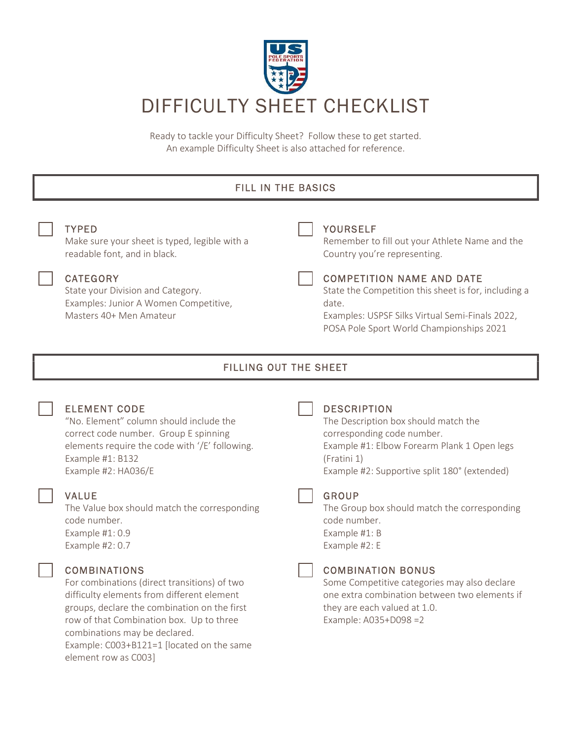# DIFFICULTY SHEET CHECKLIST

Ready to tackle your Difficulty Sheet? Follow these to get started.
An example Difficulty Sheet is also attached for reference.

## FILL IN THE BASICS

- [ ] **TYPED**
  Make sure your sheet is typed, legible with a readable font, and in black.

- [ ] **CATEGORY**
  State your Division and Category.
  Examples: Junior A Women Competitive, Masters 40+ Men Amateur

- [ ] **YOURSELF**
  Remember to fill out your Athlete Name and the Country you're representing.

- [ ] **COMPETITION NAME AND DATE**
  State the Competition this sheet is for, including a date.
  Examples: USPSF Silks Virtual Semi-Finals 2022, POSA Pole Sport World Championships 2021

## FILLING OUT THE SHEET

- [ ] **ELEMENT CODE**
  "No. Element" column should include the correct code number. Group E spinning elements require the code with '/E' following.
  Example #1: B132
  Example #2: HA036/E

- [ ] **VALUE**
  The Value box should match the corresponding code number.
  Example #1: 0.9
  Example #2: 0.7

- [ ] **COMBINATIONS**
  For combinations (direct transitions) of two difficulty elements from different element groups, declare the combination on the first row of that Combination box. Up to three combinations may be declared.
  Example: C003+B121=1 [located on the same element row as C003]

- [ ] **DESCRIPTION**
  The Description box should match the corresponding code number.
  Example #1: Elbow Forearm Plank 1 Open legs (Fratini 1)
  Example #2: Supportive split 180° (extended)

- [ ] **GROUP**
  The Group box should match the corresponding code number.
  Example #1: B
  Example #2: E

- [ ] **COMBINATION BONUS**
  Some Competitive categories may also declare one extra combination between two elements if they are each valued at 1.0.
  Example: A035+D098 =2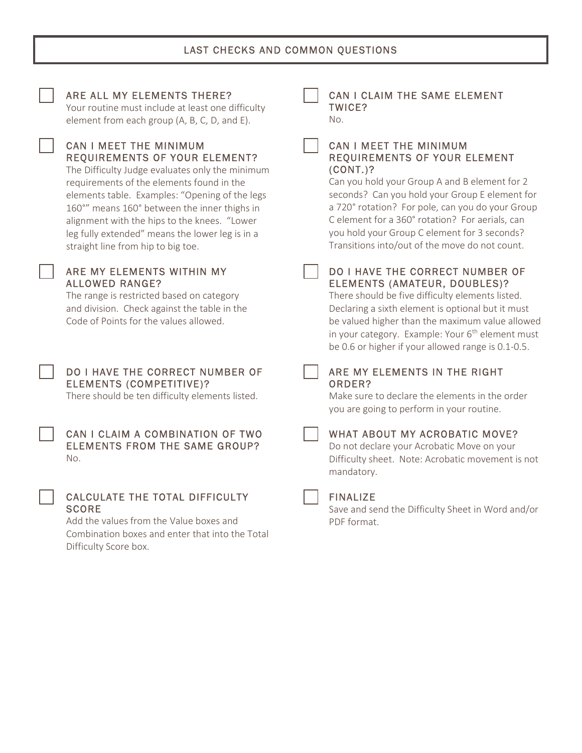## LAST CHECKS AND COMMON QUESTIONS

- [ ] **ARE ALL MY ELEMENTS THERE?**
  Your routine must include at least one difficulty element from each group (A, B, C, D, and E).

- [ ] **CAN I MEET THE MINIMUM REQUIREMENTS OF YOUR ELEMENT?**
  The Difficulty Judge evaluates only the minimum requirements of the elements found in the elements table. Examples: “Opening of the legs 160°” means 160° between the inner thighs in alignment with the hips to the knees. “Lower leg fully extended” means the lower leg is in a straight line from hip to big toe.

- [ ] **ARE MY ELEMENTS WITHIN MY ALLOWED RANGE?**
  The range is restricted based on category and division. Check against the table in the Code of Points for the values allowed.

- [ ] **DO I HAVE THE CORRECT NUMBER OF ELEMENTS (COMPETITIVE)?**
  There should be ten difficulty elements listed.

- [ ] **CAN I CLAIM A COMBINATION OF TWO ELEMENTS FROM THE SAME GROUP?**
  No.

- [ ] **CALCULATE THE TOTAL DIFFICULTY SCORE**
  Add the values from the Value boxes and Combination boxes and enter that into the Total Difficulty Score box.

- [ ] **CAN I CLAIM THE SAME ELEMENT TWICE?**
  No.

- [ ] **CAN I MEET THE MINIMUM REQUIREMENTS OF YOUR ELEMENT (CONT.)?**
  Can you hold your Group A and B element for 2 seconds? Can you hold your Group E element for a 720° rotation? For pole, can you do your Group C element for a 360° rotation? For aerials, can you hold your Group C element for 3 seconds? Transitions into/out of the move do not count.

- [ ] **DO I HAVE THE CORRECT NUMBER OF ELEMENTS (AMATEUR, DOUBLES)?**
  There should be five difficulty elements listed. Declaring a sixth element is optional but it must be valued higher than the maximum value allowed in your category. Example: Your 6th element must be 0.6 or higher if your allowed range is 0.1-0.5.

- [ ] **ARE MY ELEMENTS IN THE RIGHT ORDER?**
  Make sure to declare the elements in the order you are going to perform in your routine.

- [ ] **WHAT ABOUT MY ACROBATIC MOVE?**
  Do not declare your Acrobatic Move on your Difficulty sheet. Note: Acrobatic movement is not mandatory.

- [ ] **FINALIZE**
  Save and send the Difficulty Sheet in Word and/or PDF format.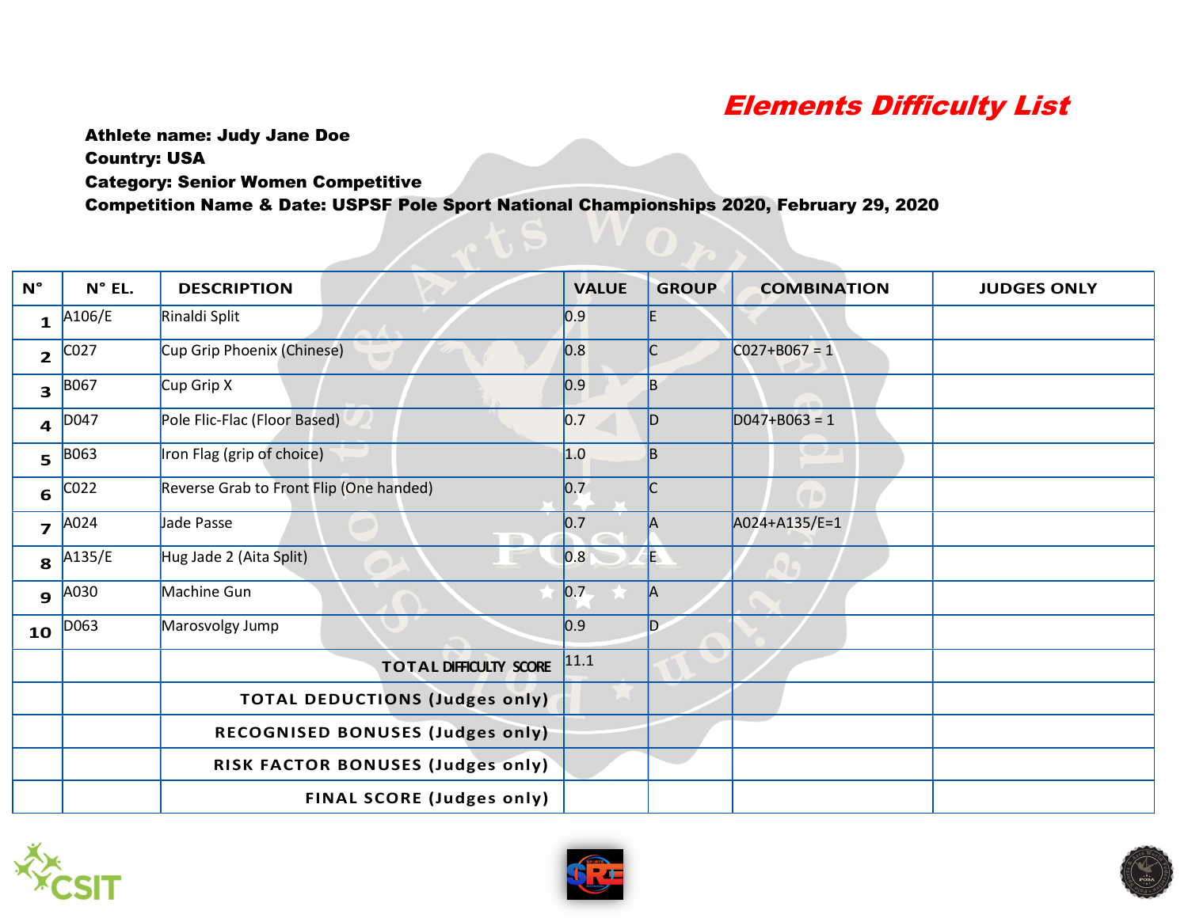# *Elements Difficulty List*

**Athlete name: Judy Jane Doe**
**Country: USA**
**Category: Senior Women Competitive**
**Competition Name & Date: USPSF Pole Sport National Championships 2020, February 29, 2020**

| N° | N° EL. | DESCRIPTION | VALUE | GROUP | COMBINATION | JUDGES ONLY |
|---|---|---|---|---|---|---|
| 1 | A106/E | Rinaldi Split | 0.9 | E | | |
| 2 | C027 | Cup Grip Phoenix (Chinese) | 0.8 | C | C027+B067 = 1 | |
| 3 | B067 | Cup Grip X | 0.9 | B | | |
| 4 | D047 | Pole Flic-Flac (Floor Based) | 0.7 | D | D047+B063 = 1 | |
| 5 | B063 | Iron Flag (grip of choice) | 1.0 | B | | |
| 6 | C022 | Reverse Grab to Front Flip (One handed) | 0.7 | C | | |
| 7 | A024 | Jade Passe | 0.7 | A | A024+A135/E=1 | |
| 8 | A135/E | Hug Jade 2 (Aita Split) | 0.8 | E | | |
| 9 | A030 | Machine Gun | 0.7 | A | | |
| 10 | D063 | Marosvolgy Jump | 0.9 | D | | |
| | | TOTAL DIFFICULTY SCORE | 11.1 | | | |
| | | TOTAL DEDUCTIONS (Judges only) | | | | |
| | | RECOGNISED BONUSES (Judges only) | | | | |
| | | RISK FACTOR BONUSES (Judges only) | | | | |
| | | FINAL SCORE (Judges only) | | | | |